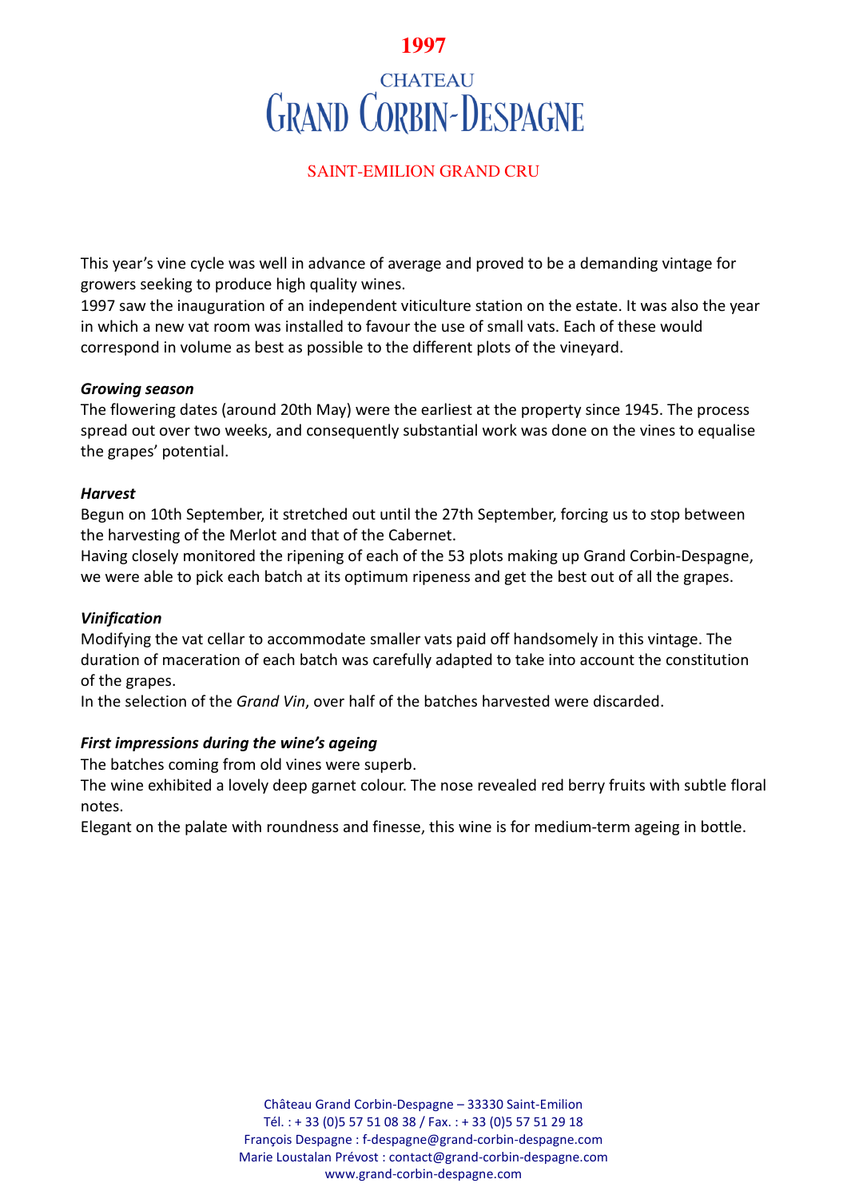# 1997

## CHATEAU GRAND CORBIN-DESPAGNE

SAINT-EMILION GRAND CRU

This year's vine cycle was well in advance of average and proved to be a demanding vintage for growers seeking to produce high quality wines.
1997 saw the inauguration of an independent viticulture station on the estate. It was also the year in which a new vat room was installed to favour the use of small vats. Each of these would correspond in volume as best as possible to the different plots of the vineyard.

***Growing season***
The flowering dates (around 20th May) were the earliest at the property since 1945. The process spread out over two weeks, and consequently substantial work was done on the vines to equalise the grapes' potential.

***Harvest***
Begun on 10th September, it stretched out until the 27th September, forcing us to stop between the harvesting of the Merlot and that of the Cabernet.
Having closely monitored the ripening of each of the 53 plots making up Grand Corbin-Despagne, we were able to pick each batch at its optimum ripeness and get the best out of all the grapes.

***Vinification***
Modifying the vat cellar to accommodate smaller vats paid off handsomely in this vintage. The duration of maceration of each batch was carefully adapted to take into account the constitution of the grapes.
In the selection of the *Grand Vin*, over half of the batches harvested were discarded.

***First impressions during the wine's ageing***
The batches coming from old vines were superb.
The wine exhibited a lovely deep garnet colour. The nose revealed red berry fruits with subtle floral notes.
Elegant on the palate with roundness and finesse, this wine is for medium-term ageing in bottle.

Château Grand Corbin-Despagne – 33330 Saint-Emilion
Tél. : + 33 (0)5 57 51 08 38 / Fax. : + 33 (0)5 57 51 29 18
François Despagne : f-despagne@grand-corbin-despagne.com
Marie Loustalan Prévost : contact@grand-corbin-despagne.com
www.grand-corbin-despagne.com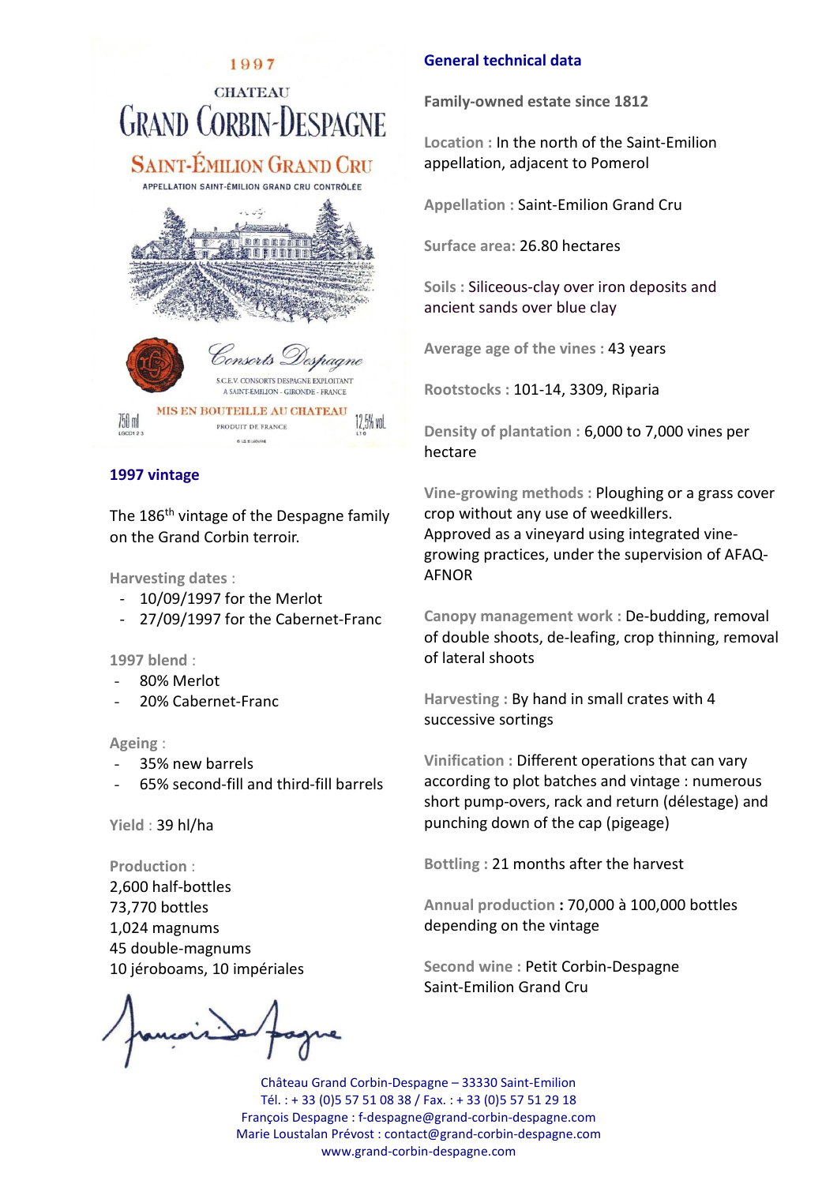1997

CHATEAU

# GRAND CORBIN-DESPAGNE

SAINT-ÉMILION GRAND CRU

APPELLATION SAINT-ÉMILION GRAND CRU CONTRÔLÉE

Consorts Despagne

S.C.E.V. CONSORTS DESPAGNE EXPLOITANT
A SAINT-EMILION - GIRONDE - FRANCE

MIS EN BOUTEILLE AU CHATEAU

750 ml PRODUIT DE FRANCE 12,5% vol.

## 1997 vintage

The 186th vintage of the Despagne family on the Grand Corbin terroir.

**Harvesting dates :**

- 10/09/1997 for the Merlot
- 27/09/1997 for the Cabernet-Franc

**1997 blend :**

- 80% Merlot
- 20% Cabernet-Franc

**Ageing :**

- 35% new barrels
- 65% second-fill and third-fill barrels

**Yield** : 39 hl/ha

**Production :**
2,600 half-bottles
73,770 bottles
1,024 magnums
45 double-magnums
10 jéroboams, 10 impériales

## General technical data

**Family-owned estate since 1812**

**Location :** In the north of the Saint-Emilion appellation, adjacent to Pomerol

**Appellation :** Saint-Emilion Grand Cru

**Surface area:** 26.80 hectares

**Soils :** Siliceous-clay over iron deposits and ancient sands over blue clay

**Average age of the vines :** 43 years

**Rootstocks :** 101-14, 3309, Riparia

**Density of plantation :** 6,000 to 7,000 vines per hectare

**Vine-growing methods :** Ploughing or a grass cover crop without any use of weedkillers.
Approved as a vineyard using integrated vine-growing practices, under the supervision of AFAQ-AFNOR

**Canopy management work :** De-budding, removal of double shoots, de-leafing, crop thinning, removal of lateral shoots

**Harvesting :** By hand in small crates with 4 successive sortings

**Vinification :** Different operations that can vary according to plot batches and vintage : numerous short pump-overs, rack and return (délestage) and punching down of the cap (pigeage)

**Bottling :** 21 months after the harvest

**Annual production :** 70,000 à 100,000 bottles depending on the vintage

**Second wine :** Petit Corbin-Despagne Saint-Emilion Grand Cru

Château Grand Corbin-Despagne – 33330 Saint-Emilion
Tél. : + 33 (0)5 57 51 08 38 / Fax. : + 33 (0)5 57 51 29 18
François Despagne : f-despagne@grand-corbin-despagne.com
Marie Loustalan Prévost : contact@grand-corbin-despagne.com
www.grand-corbin-despagne.com